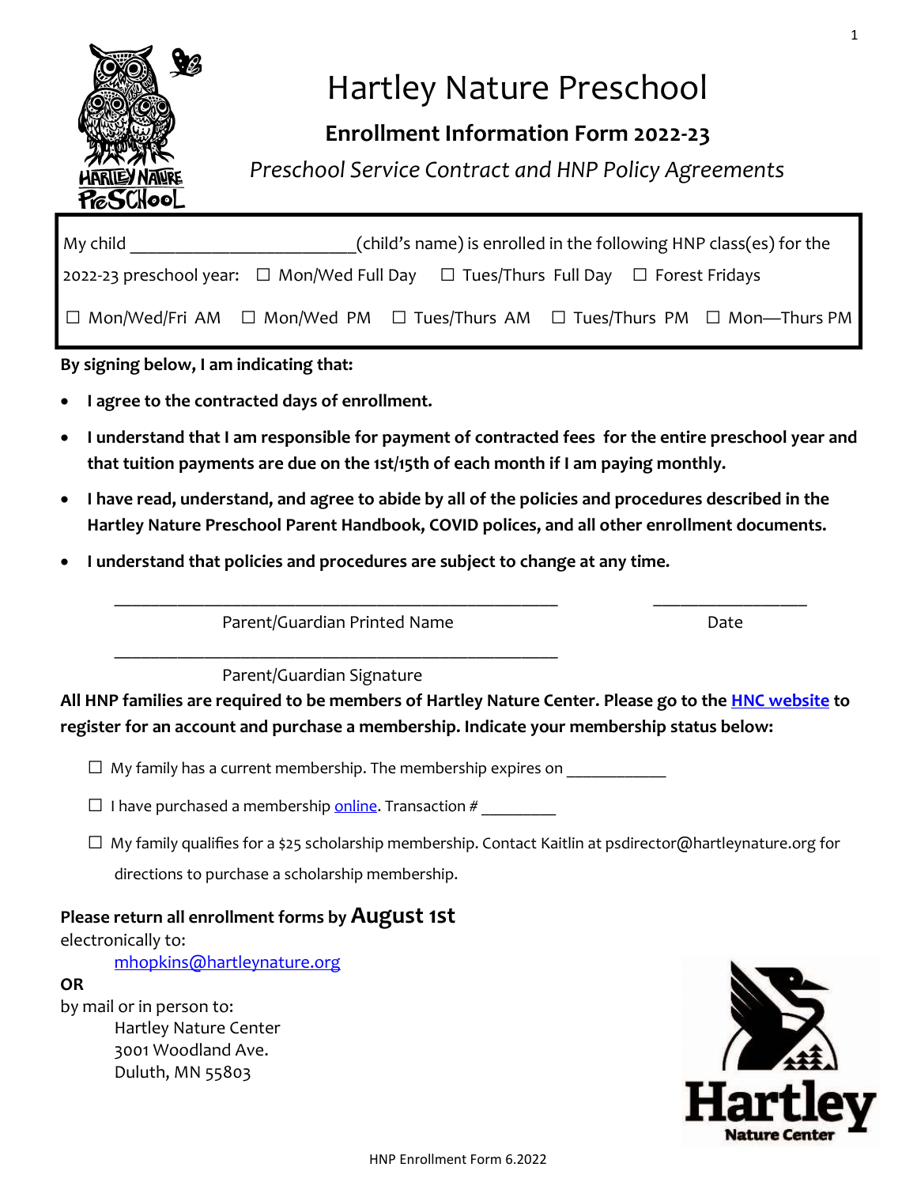# Hartley Nature Preschool

## Enrollment Information Form 2022-23

*Preschool Service Contract and HNP Policy Agreements*

My child ________________________(child's name) is enrolled in the following HNP class(es) for the 2022-23 preschool year: ☐ Mon/Wed Full Day ☐ Tues/Thurs Full Day ☐ Forest Fridays

☐ Mon/Wed/Fri AM ☐ Mon/Wed PM ☐ Tues/Thurs AM ☐ Tues/Thurs PM ☐ Mon—Thurs PM

**By signing below, I am indicating that:**

- **I agree to the contracted days of enrollment.**
- **I understand that I am responsible for payment of contracted fees for the entire preschool year and that tuition payments are due on the 1st/15th of each month if I am paying monthly.**
- **I have read, understand, and agree to abide by all of the policies and procedures described in the Hartley Nature Preschool Parent Handbook, COVID polices, and all other enrollment documents.**
- **I understand that policies and procedures are subject to change at any time.**

_______________________________________________ ________________

Parent/Guardian Printed Name Date

_______________________________________________

Parent/Guardian Signature

**All HNP families are required to be members of Hartley Nature Center. Please go to the HNC website to register for an account and purchase a membership. Indicate your membership status below:**

☐ My family has a current membership. The membership expires on ___________

☐ I have purchased a membership online. Transaction # _________

☐ My family qualifies for a $25 scholarship membership. Contact Kaitlin at psdirector@hartleynature.org for directions to purchase a scholarship membership.

**Please return all enrollment forms by August 1st**
electronically to:

mhopkins@hartleynature.org

**OR**
by mail or in person to:

Hartley Nature Center
3001 Woodland Ave.
Duluth, MN 55803

HNP Enrollment Form 6.2022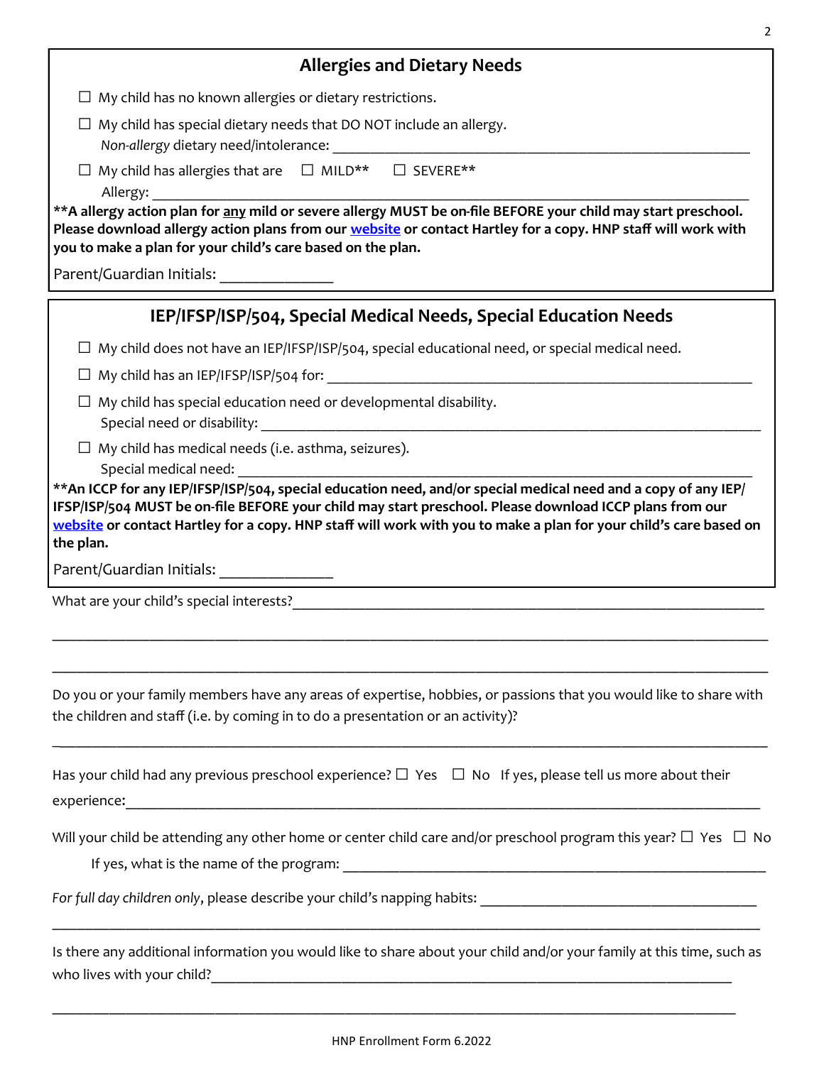## Allergies and Dietary Needs

☐ My child has no known allergies or dietary restrictions.

☐ My child has special dietary needs that DO NOT include an allergy.
*Non-allergy* dietary need/intolerance: ______________________________

☐ My child has allergies that are ☐ MILD** ☐ SEVERE**
Allergy: ______________________________

**\*\*A allergy action plan for <u>any</u> mild or severe allergy MUST be on-file BEFORE your child may start preschool. Please download allergy action plans from our [website]() or contact Hartley for a copy. HNP staff will work with you to make a plan for your child's care based on the plan.**

Parent/Guardian Initials: ______________

## IEP/IFSP/ISP/504, Special Medical Needs, Special Education Needs

☐ My child does not have an IEP/IFSP/ISP/504, special educational need, or special medical need.

☐ My child has an IEP/IFSP/ISP/504 for: ______________________________

☐ My child has special education need or developmental disability.
Special need or disability: ______________________________

☐ My child has medical needs (i.e. asthma, seizures).
Special medical need: ______________________________

**\*\*An ICCP for any IEP/IFSP/ISP/504, special education need, and/or special medical need and a copy of any IEP/IFSP/ISP/504 MUST be on-file BEFORE your child may start preschool. Please download ICCP plans from our [website]() or contact Hartley for a copy. HNP staff will work with you to make a plan for your child's care based on the plan.**

Parent/Guardian Initials: ______________

What are your child's special interests? ______________________________

______________________________________________________________

______________________________________________________________

Do you or your family members have any areas of expertise, hobbies, or passions that you would like to share with the children and staff (i.e. by coming in to do a presentation or an activity)?

______________________________________________________________

Has your child had any previous preschool experience? ☐ Yes ☐ No If yes, please tell us more about their experience: ______________________________

Will your child be attending any other home or center child care and/or preschool program this year? ☐ Yes ☐ No

If yes, what is the name of the program: ______________________________

*For full day children only*, please describe your child's napping habits: ______________________________

______________________________________________________________

Is there any additional information you would like to share about your child and/or your family at this time, such as who lives with your child? ______________________________

______________________________________________________________

HNP Enrollment Form 6.2022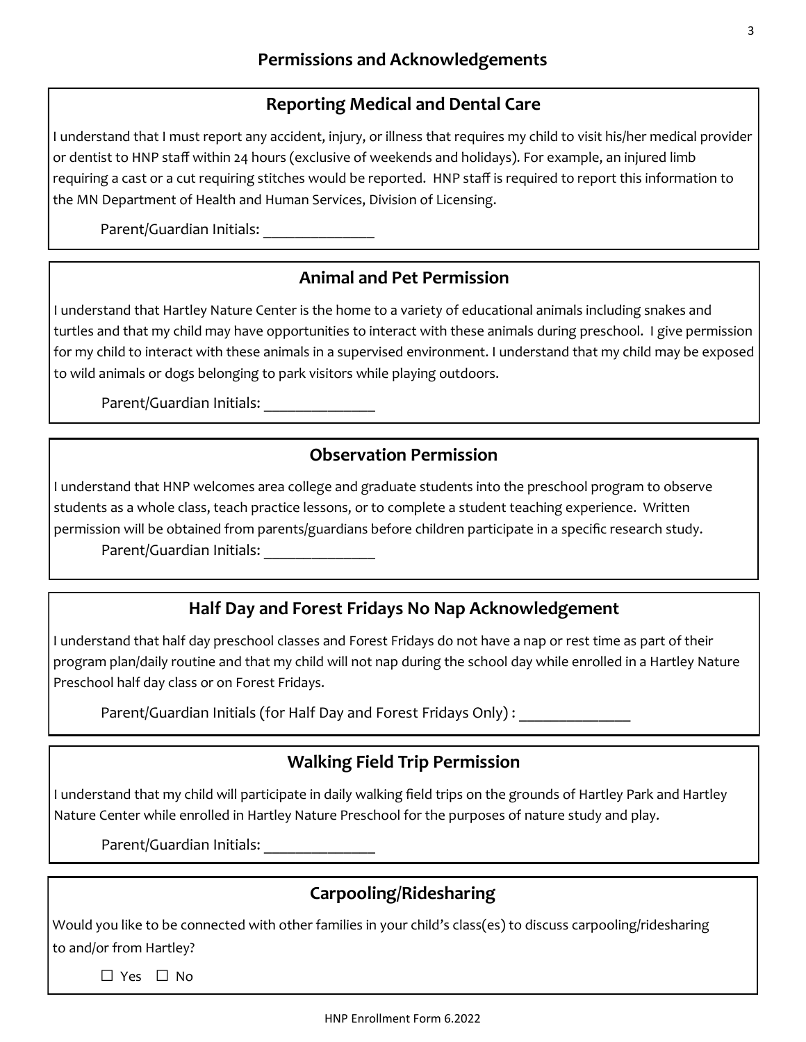# Permissions and Acknowledgements

## Reporting Medical and Dental Care

I understand that I must report any accident, injury, or illness that requires my child to visit his/her medical provider or dentist to HNP staff within 24 hours (exclusive of weekends and holidays). For example, an injured limb requiring a cast or a cut requiring stitches would be reported. HNP staff is required to report this information to the MN Department of Health and Human Services, Division of Licensing.

Parent/Guardian Initials: ______________

## Animal and Pet Permission

I understand that Hartley Nature Center is the home to a variety of educational animals including snakes and turtles and that my child may have opportunities to interact with these animals during preschool. I give permission for my child to interact with these animals in a supervised environment. I understand that my child may be exposed to wild animals or dogs belonging to park visitors while playing outdoors.

Parent/Guardian Initials: ______________

## Observation Permission

I understand that HNP welcomes area college and graduate students into the preschool program to observe students as a whole class, teach practice lessons, or to complete a student teaching experience. Written permission will be obtained from parents/guardians before children participate in a specific research study.

Parent/Guardian Initials: ______________

## Half Day and Forest Fridays No Nap Acknowledgement

I understand that half day preschool classes and Forest Fridays do not have a nap or rest time as part of their program plan/daily routine and that my child will not nap during the school day while enrolled in a Hartley Nature Preschool half day class or on Forest Fridays.

Parent/Guardian Initials (for Half Day and Forest Fridays Only) : ______________

## Walking Field Trip Permission

I understand that my child will participate in daily walking field trips on the grounds of Hartley Park and Hartley Nature Center while enrolled in Hartley Nature Preschool for the purposes of nature study and play.

Parent/Guardian Initials: ______________

## Carpooling/Ridesharing

Would you like to be connected with other families in your child's class(es) to discuss carpooling/ridesharing to and/or from Hartley?

☐ Yes ☐ No

HNP Enrollment Form 6.2022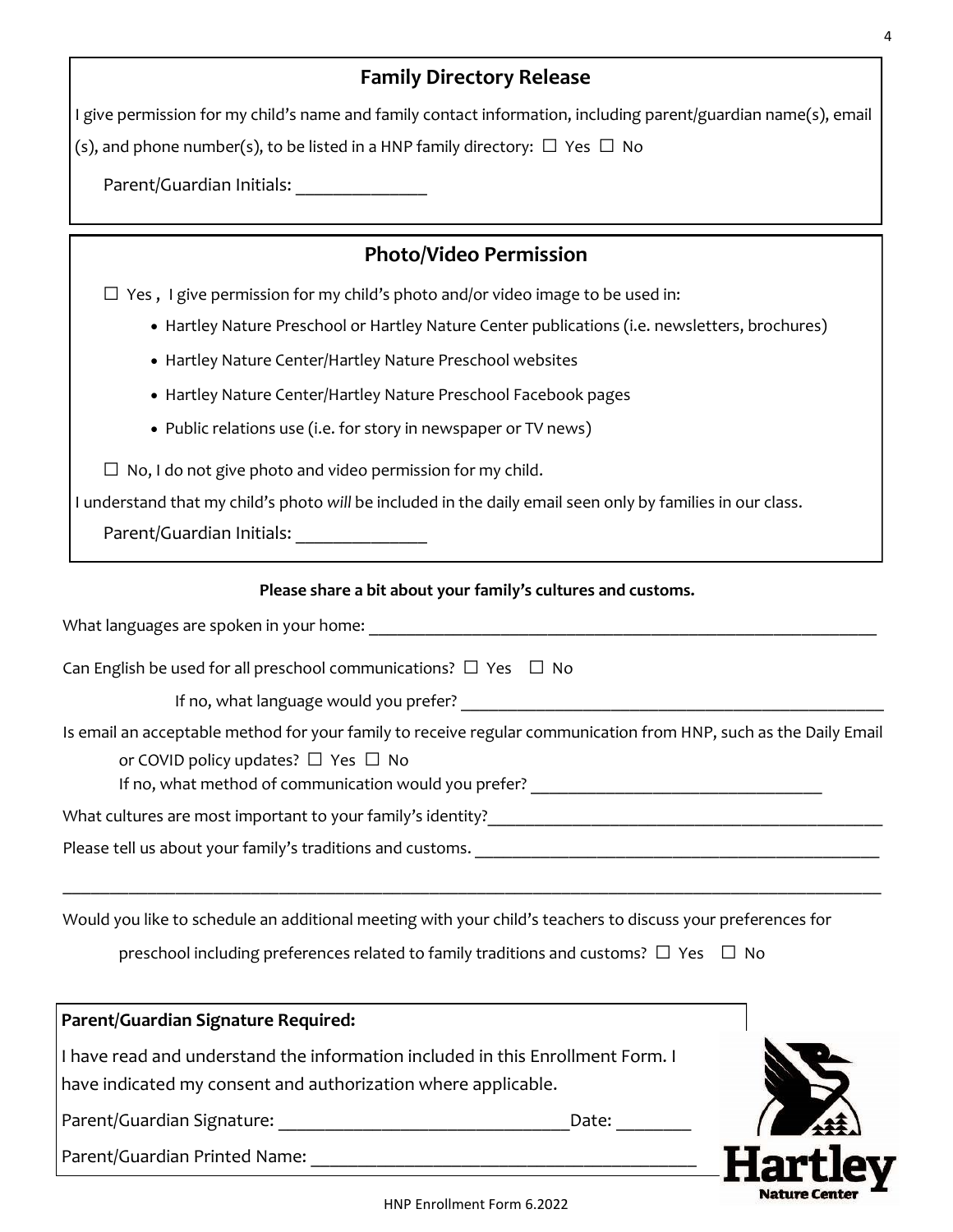## Family Directory Release

I give permission for my child's name and family contact information, including parent/guardian name(s), email (s), and phone number(s), to be listed in a HNP family directory: ☐ Yes ☐ No

Parent/Guardian Initials: ______________

## Photo/Video Permission

☐ Yes , I give permission for my child's photo and/or video image to be used in:

- Hartley Nature Preschool or Hartley Nature Center publications (i.e. newsletters, brochures)
- Hartley Nature Center/Hartley Nature Preschool websites
- Hartley Nature Center/Hartley Nature Preschool Facebook pages
- Public relations use (i.e. for story in newspaper or TV news)

☐ No, I do not give photo and video permission for my child.

I understand that my child's photo *will* be included in the daily email seen only by families in our class.

Parent/Guardian Initials: ______________

**Please share a bit about your family's cultures and customs.**

What languages are spoken in your home: ____________________________________________________________

Can English be used for all preschool communications? ☐ Yes ☐ No

If no, what language would you prefer? __________________________________________________

Is email an acceptable method for your family to receive regular communication from HNP, such as the Daily Email or COVID policy updates? ☐ Yes ☐ No

If no, what method of communication would you prefer? _________________________________

What cultures are most important to your family's identity?_____________________________________________

Please tell us about your family's traditions and customs. ______________________________________________

__________________________________________________________________________________________________

Would you like to schedule an additional meeting with your child's teachers to discuss your preferences for preschool including preferences related to family traditions and customs? ☐ Yes ☐ No

**Parent/Guardian Signature Required:**

I have read and understand the information included in this Enrollment Form. I have indicated my consent and authorization where applicable.

Parent/Guardian Signature: _______________________________Date: ________

Parent/Guardian Printed Name: ________________________________________

Hartley Nature Center

HNP Enrollment Form 6.2022